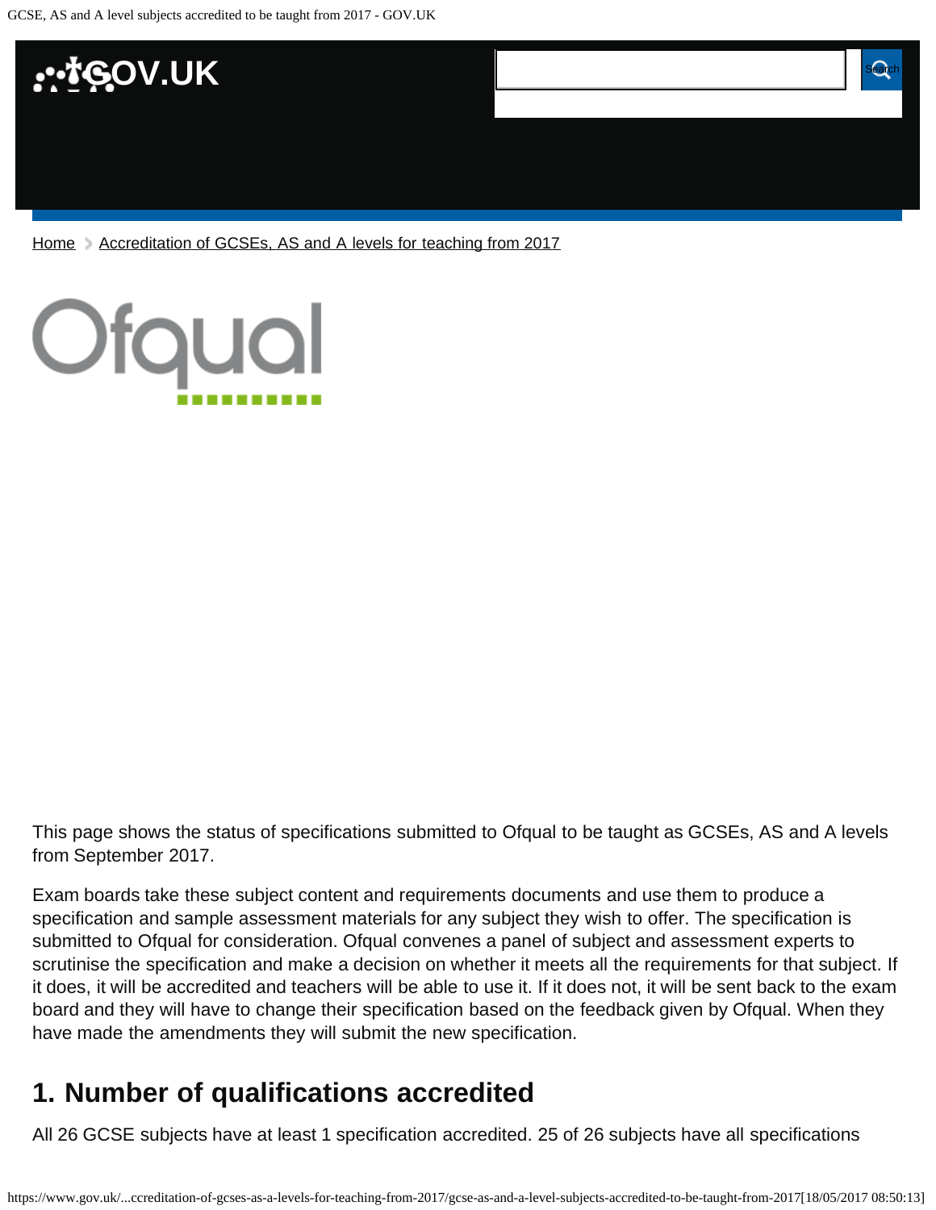Home > Accreditation of GCSEs, AS and A levels for teaching from 2017

This page shows the status of specifications submitted to Ofqual to be taught as GCSEs, AS and A levels from September 2017.

Exam boards take these subject content and requirements documents and use them to produce a specification and sample assessment materials for any subject they wish to offer. The specification is submitted to Ofqual for consideration. Ofqual convenes a panel of subject and assessment experts to scrutinise the specification and make a decision on whether it meets all the requirements for that subject. If it does, it will be accredited and teachers will be able to use it. If it does not, it will be sent back to the exam board and they will have to change their specification based on the feedback given by Ofqual. When they have made the amendments they will submit the new specification.

## 1. Number of qualifications accredited

All 26 GCSE subjects have at least 1 specification accredited. 25 of 26 subjects have all specifications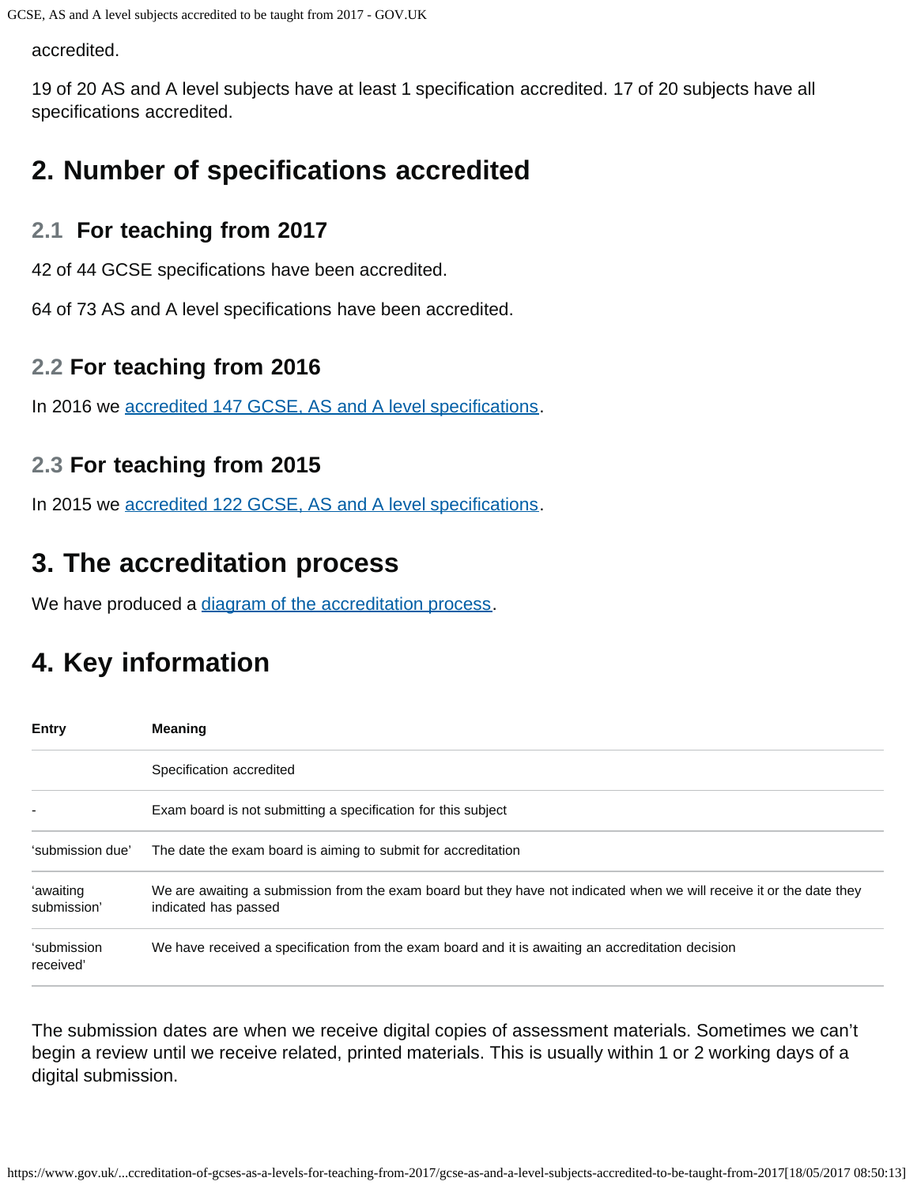accredited.

19 of 20 AS and A level subjects have at least 1 specification accredited. 17 of 20 subjects have all specifications accredited.

## 2. Number of specifications accredited

### 2.1 For teaching from 2017

42 of 44 GCSE specifications have been accredited.

64 of 73 AS and A level specifications have been accredited.

### 2.2 For teaching from 2016

In 2016 we accredited 147 GCSE, AS and A level specifications.

### 2.3 For teaching from 2015

In 2015 we accredited 122 GCSE, AS and A level specifications.

## 3. The accreditation process

We have produced a diagram of the accreditation process.

## 4. Key information

| Entry | Meaning |
|---|---|
| | Specification accredited |
| - | Exam board is not submitting a specification for this subject |
| 'submission due' | The date the exam board is aiming to submit for accreditation |
| 'awaiting submission' | We are awaiting a submission from the exam board but they have not indicated when we will receive it or the date they indicated has passed |
| 'submission received' | We have received a specification from the exam board and it is awaiting an accreditation decision |

The submission dates are when we receive digital copies of assessment materials. Sometimes we can't begin a review until we receive related, printed materials. This is usually within 1 or 2 working days of a digital submission.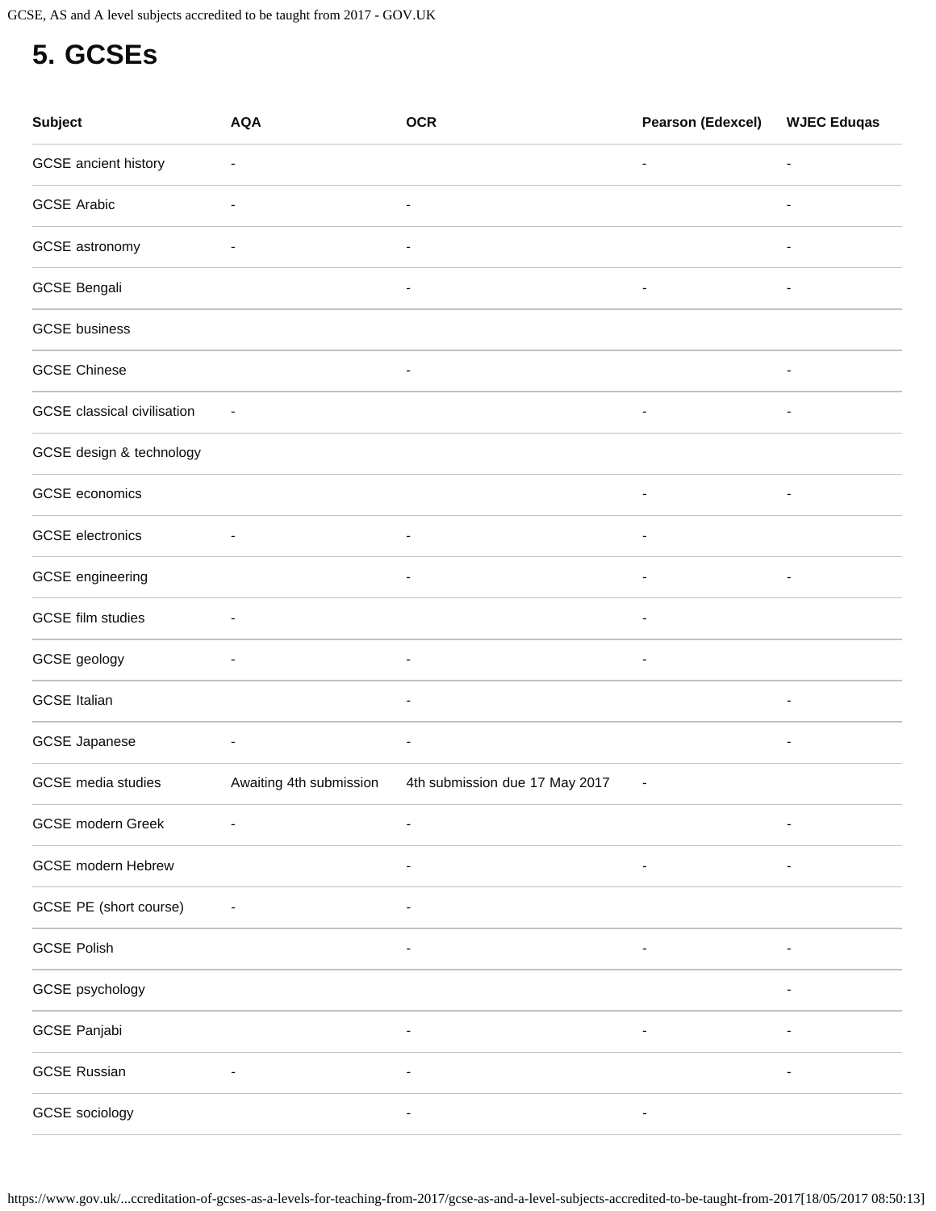# 5. GCSEs

| Subject | AQA | OCR | Pearson (Edexcel) | WJEC Eduqas |
|---|---|---|---|---|
| GCSE ancient history | - | | - | - |
| GCSE Arabic | - | - | | - |
| GCSE astronomy | - | - | | - |
| GCSE Bengali | | - | - | - |
| GCSE business | | | | |
| GCSE Chinese | | - | | - |
| GCSE classical civilisation | - | | - | - |
| GCSE design & technology | | | | |
| GCSE economics | | | - | - |
| GCSE electronics | - | - | - | |
| GCSE engineering | | - | - | - |
| GCSE film studies | - | | - | |
| GCSE geology | - | - | - | |
| GCSE Italian | | - | | - |
| GCSE Japanese | - | - | | - |
| GCSE media studies | Awaiting 4th submission | 4th submission due 17 May 2017 | - | |
| GCSE modern Greek | - | - | | - |
| GCSE modern Hebrew | | - | - | - |
| GCSE PE (short course) | - | - | | |
| GCSE Polish | | - | - | - |
| GCSE psychology | | | | - |
| GCSE Panjabi | | - | - | - |
| GCSE Russian | - | - | | - |
| GCSE sociology | | - | - | |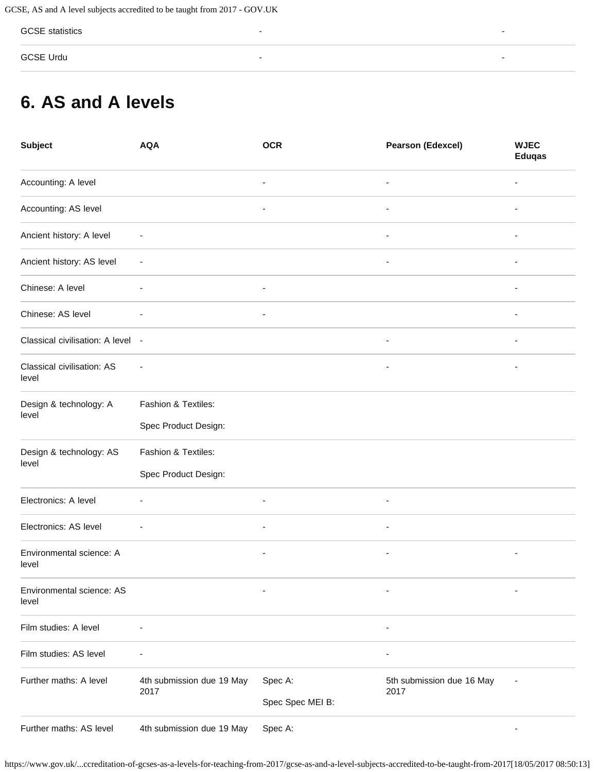| GCSE statistics | - | - |
|---|---|---|
| GCSE Urdu | - | - |

## 6. AS and A levels

| Subject | AQA | OCR | Pearson (Edexcel) | WJEC Eduqas |
|---|---|---|---|---|
| Accounting: A level | | - | - | - |
| Accounting: AS level | | - | - | - |
| Ancient history: A level | - | | - | - |
| Ancient history: AS level | - | | - | - |
| Chinese: A level | - | - | | - |
| Chinese: AS level | - | - | | - |
| Classical civilisation: A level | - | | - | - |
| Classical civilisation: AS level | - | | - | - |
| Design & technology: A level | Fashion & Textiles:<br><br>Spec Product Design: | | | |
| Design & technology: AS level | Fashion & Textiles:<br><br>Spec Product Design: | | | |
| Electronics: A level | - | - | - | |
| Electronics: AS level | - | - | - | |
| Environmental science: A level | | - | - | - |
| Environmental science: AS level | | - | - | - |
| Film studies: A level | - | | - | |
| Film studies: AS level | - | | - | |
| Further maths: A level | 4th submission due 19 May 2017 | Spec A:<br><br>Spec Spec MEI B: | 5th submission due 16 May 2017 | - |
| Further maths: AS level | 4th submission due 19 May | Spec A: | | - |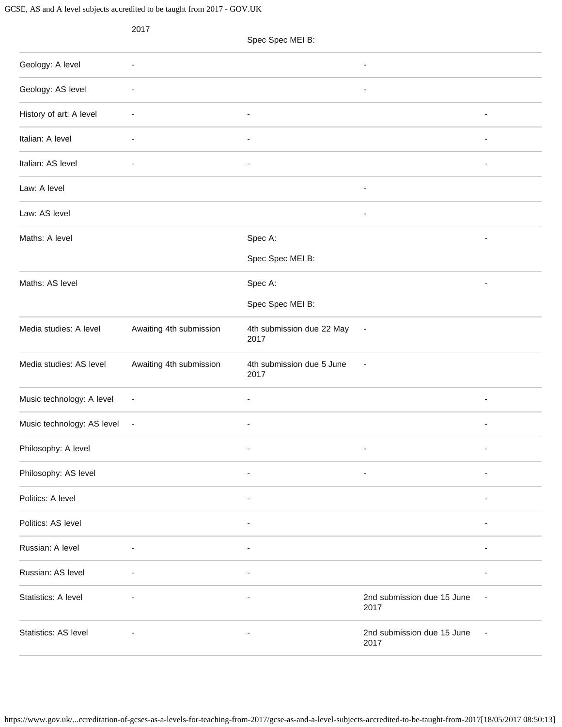| | 2017 | Spec Spec MEI B: | | |
|---|---|---|---|---|
| Geology: A level | - | | - | |
| Geology: AS level | - | | - | |
| History of art: A level | - | - | | - |
| Italian: A level | - | - | | - |
| Italian: AS level | - | - | | - |
| Law: A level | | | - | |
| Law: AS level | | | - | |
| Maths: A level | | Spec A:<br><br>Spec Spec MEI B: | | - |
| Maths: AS level | | Spec A:<br><br>Spec Spec MEI B: | | - |
| Media studies: A level | Awaiting 4th submission | 4th submission due 22 May 2017 | - | |
| Media studies: AS level | Awaiting 4th submission | 4th submission due 5 June 2017 | - | |
| Music technology: A level | - | - | | - |
| Music technology: AS level | - | - | | - |
| Philosophy: A level | | - | - | - |
| Philosophy: AS level | | - | - | - |
| Politics: A level | | - | | - |
| Politics: AS level | | - | | - |
| Russian: A level | - | - | | - |
| Russian: AS level | - | - | | - |
| Statistics: A level | - | - | 2nd submission due 15 June 2017 | - |
| Statistics: AS level | - | - | 2nd submission due 15 June 2017 | - |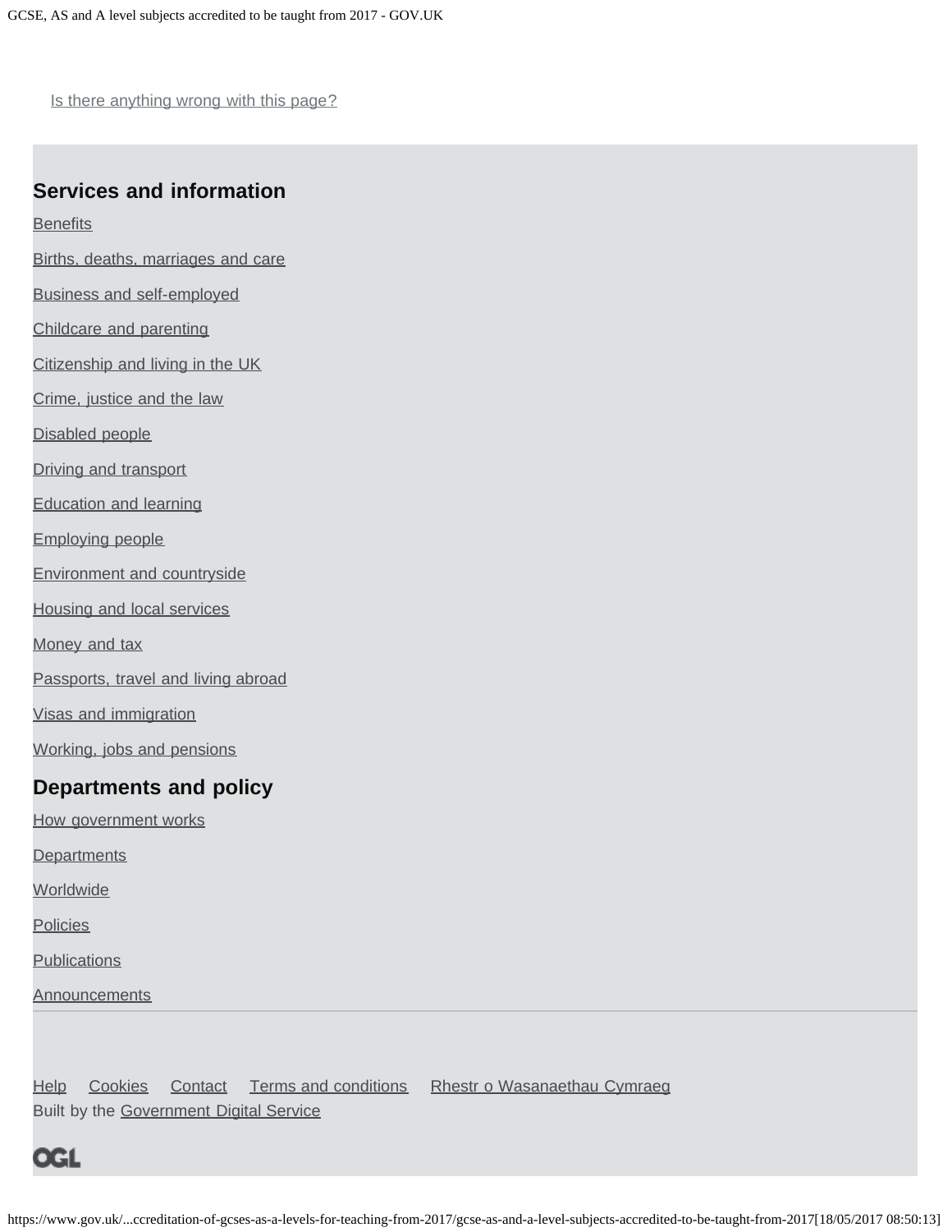Is there anything wrong with this page?

## Services and information

Benefits

Births, deaths, marriages and care

Business and self-employed

Childcare and parenting

Citizenship and living in the UK

Crime, justice and the law

Disabled people

Driving and transport

Education and learning

Employing people

Environment and countryside

Housing and local services

Money and tax

Passports, travel and living abroad

Visas and immigration

Working, jobs and pensions

## Departments and policy

How government works

Departments

Worldwide

Policies

Publications

Announcements

Help Cookies Contact Terms and conditions Rhestr o Wasanaethau Cymraeg

Built by the Government Digital Service

OGL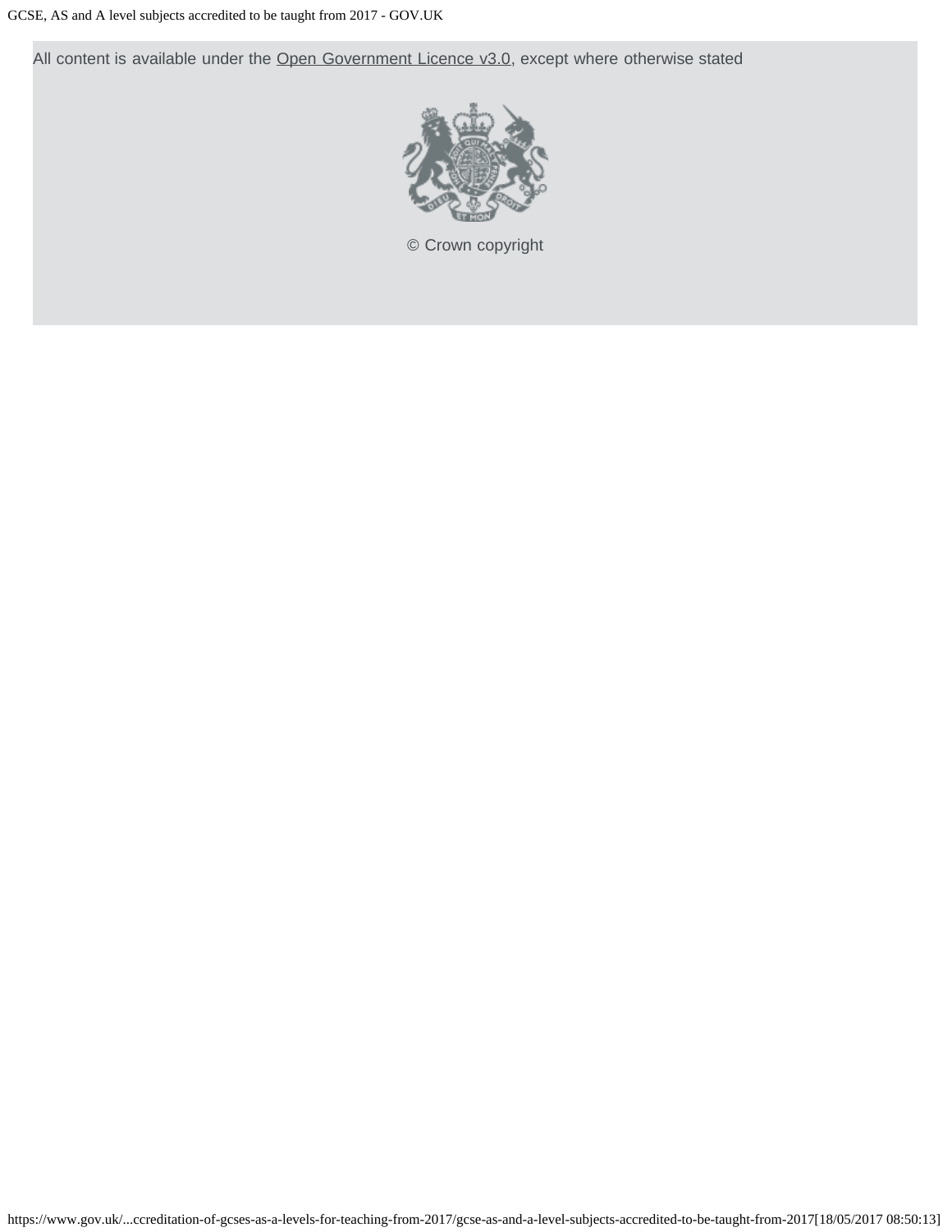All content is available under the Open Government Licence v3.0, except where otherwise stated

© Crown copyright